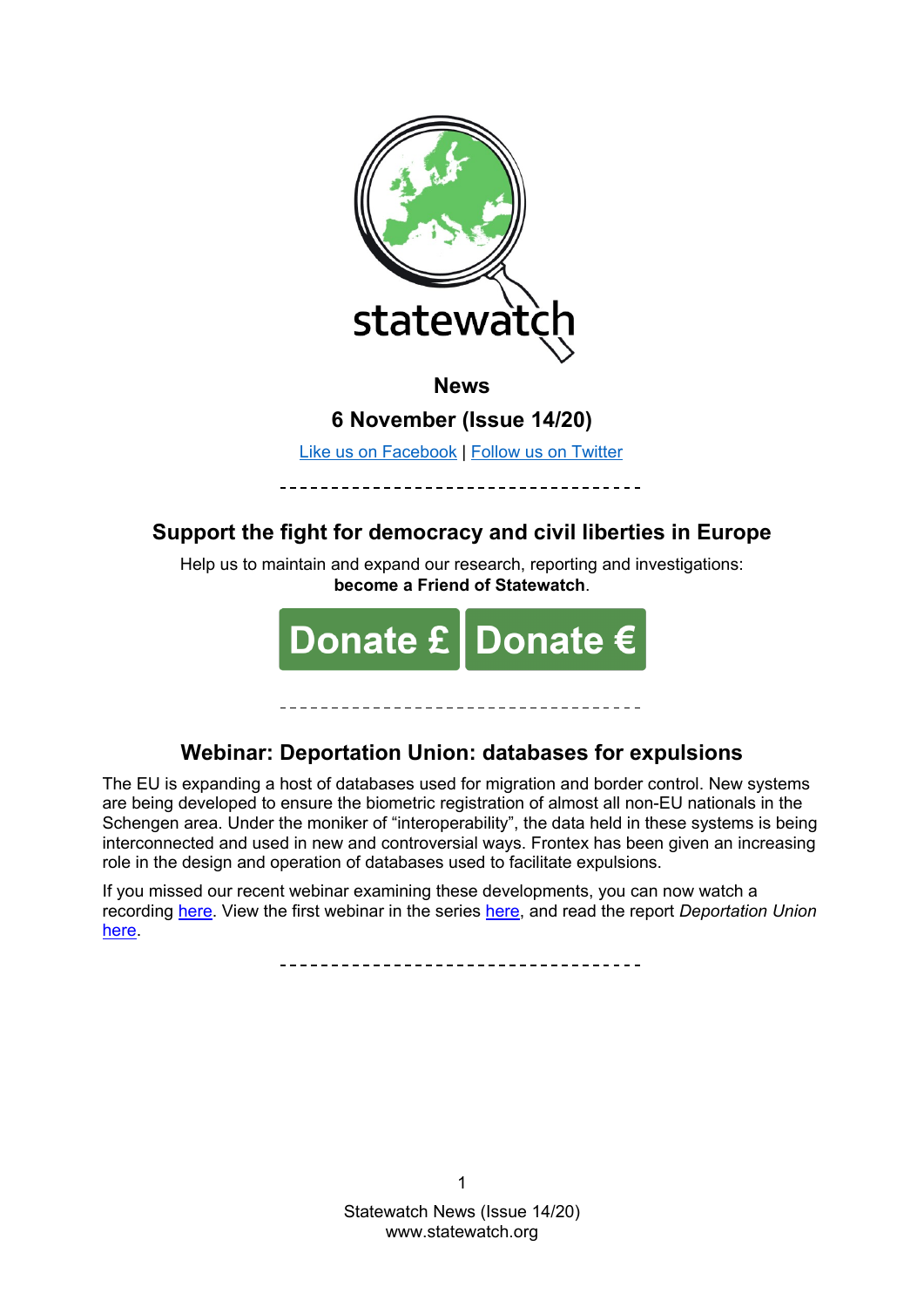statewatch

# News

## 6 November (Issue 14/20)

[Like us on Facebook](#) | [Follow us on Twitter](#)

---

## Support the fight for democracy and civil liberties in Europe

Help us to maintain and expand our research, reporting and investigations: **become a Friend of Statewatch**.

Donate £ | Donate €

---

## Webinar: Deportation Union: databases for expulsions

The EU is expanding a host of databases used for migration and border control. New systems are being developed to ensure the biometric registration of almost all non-EU nationals in the Schengen area. Under the moniker of "interoperability", the data held in these systems is being interconnected and used in new and controversial ways. Frontex has been given an increasing role in the design and operation of databases used to facilitate expulsions.

If you missed our recent webinar examining these developments, you can now watch a recording [here](#). View the first webinar in the series [here](#), and read the report *Deportation Union* [here](#).

---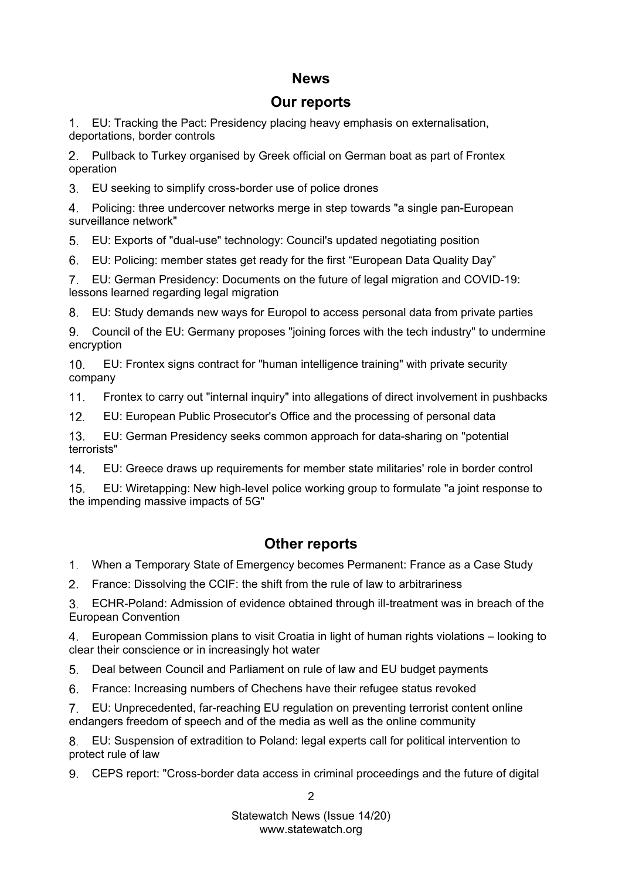# News

## Our reports

1. EU: Tracking the Pact: Presidency placing heavy emphasis on externalisation, deportations, border controls
2. Pullback to Turkey organised by Greek official on German boat as part of Frontex operation
3. EU seeking to simplify cross-border use of police drones
4. Policing: three undercover networks merge in step towards "a single pan-European surveillance network"
5. EU: Exports of "dual-use" technology: Council's updated negotiating position
6. EU: Policing: member states get ready for the first “European Data Quality Day”
7. EU: German Presidency: Documents on the future of legal migration and COVID-19: lessons learned regarding legal migration
8. EU: Study demands new ways for Europol to access personal data from private parties
9. Council of the EU: Germany proposes "joining forces with the tech industry" to undermine encryption
10. EU: Frontex signs contract for "human intelligence training" with private security company
11. Frontex to carry out "internal inquiry" into allegations of direct involvement in pushbacks
12. EU: European Public Prosecutor's Office and the processing of personal data
13. EU: German Presidency seeks common approach for data-sharing on "potential terrorists"
14. EU: Greece draws up requirements for member state militaries' role in border control
15. EU: Wiretapping: New high-level police working group to formulate "a joint response to the impending massive impacts of 5G"

## Other reports

1. When a Temporary State of Emergency becomes Permanent: France as a Case Study
2. France: Dissolving the CCIF: the shift from the rule of law to arbitrariness
3. ECHR-Poland: Admission of evidence obtained through ill-treatment was in breach of the European Convention
4. European Commission plans to visit Croatia in light of human rights violations – looking to clear their conscience or in increasingly hot water
5. Deal between Council and Parliament on rule of law and EU budget payments
6. France: Increasing numbers of Chechens have their refugee status revoked
7. EU: Unprecedented, far-reaching EU regulation on preventing terrorist content online endangers freedom of speech and of the media as well as the online community
8. EU: Suspension of extradition to Poland: legal experts call for political intervention to protect rule of law
9. CEPS report: "Cross-border data access in criminal proceedings and the future of digital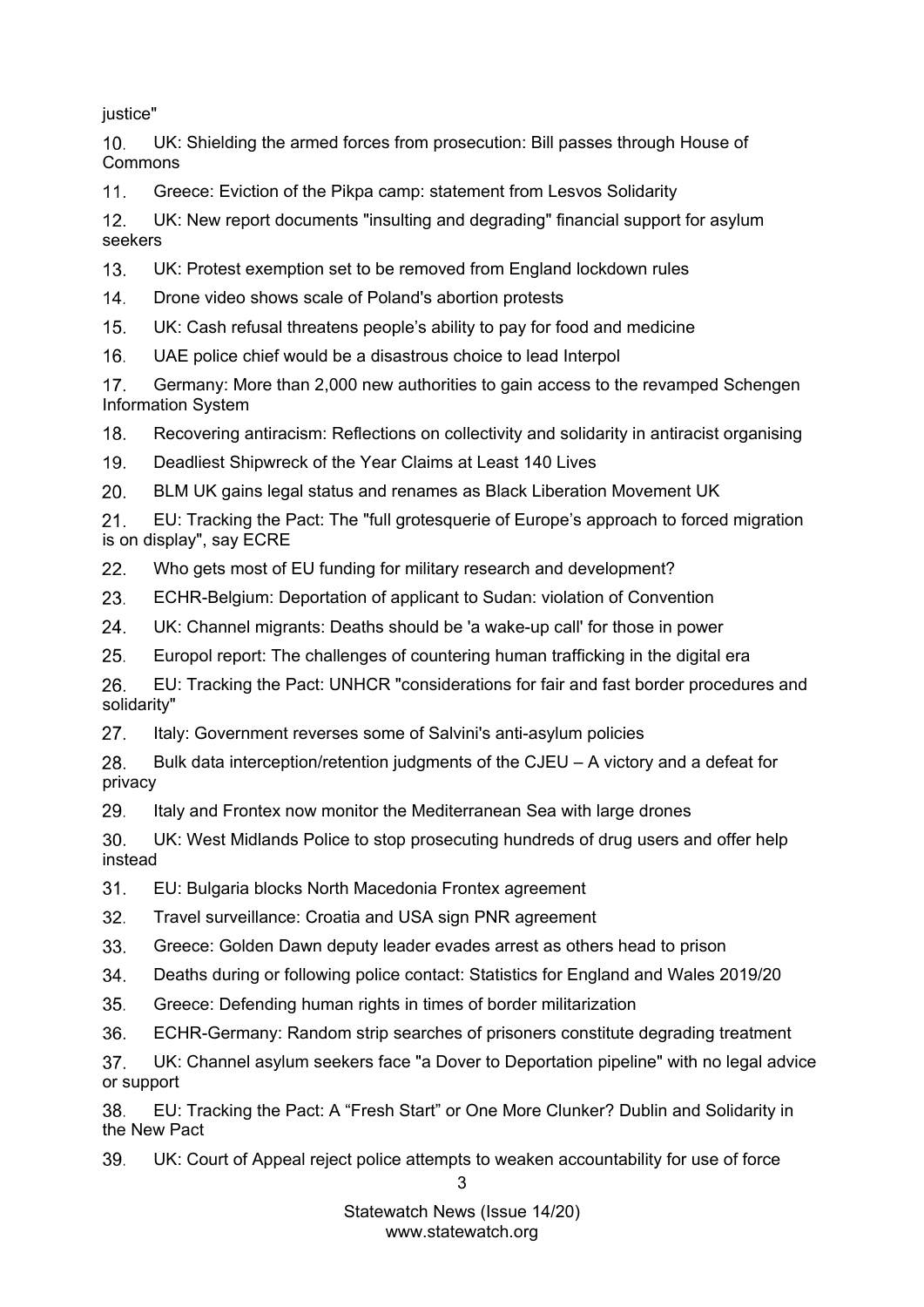justice"

10. UK: Shielding the armed forces from prosecution: Bill passes through House of Commons

11. Greece: Eviction of the Pikpa camp: statement from Lesvos Solidarity

12. UK: New report documents "insulting and degrading" financial support for asylum seekers

13. UK: Protest exemption set to be removed from England lockdown rules

14. Drone video shows scale of Poland's abortion protests

15. UK: Cash refusal threatens people's ability to pay for food and medicine

16. UAE police chief would be a disastrous choice to lead Interpol

17. Germany: More than 2,000 new authorities to gain access to the revamped Schengen Information System

18. Recovering antiracism: Reflections on collectivity and solidarity in antiracist organising

19. Deadliest Shipwreck of the Year Claims at Least 140 Lives

20. BLM UK gains legal status and renames as Black Liberation Movement UK

21. EU: Tracking the Pact: The "full grotesquerie of Europe's approach to forced migration is on display", say ECRE

22. Who gets most of EU funding for military research and development?

23. ECHR-Belgium: Deportation of applicant to Sudan: violation of Convention

24. UK: Channel migrants: Deaths should be 'a wake-up call' for those in power

25. Europol report: The challenges of countering human trafficking in the digital era

26. EU: Tracking the Pact: UNHCR "considerations for fair and fast border procedures and solidarity"

27. Italy: Government reverses some of Salvini's anti-asylum policies

28. Bulk data interception/retention judgments of the CJEU – A victory and a defeat for privacy

29. Italy and Frontex now monitor the Mediterranean Sea with large drones

30. UK: West Midlands Police to stop prosecuting hundreds of drug users and offer help instead

31. EU: Bulgaria blocks North Macedonia Frontex agreement

32. Travel surveillance: Croatia and USA sign PNR agreement

33. Greece: Golden Dawn deputy leader evades arrest as others head to prison

34. Deaths during or following police contact: Statistics for England and Wales 2019/20

35. Greece: Defending human rights in times of border militarization

36. ECHR-Germany: Random strip searches of prisoners constitute degrading treatment

37. UK: Channel asylum seekers face "a Dover to Deportation pipeline" with no legal advice or support

38. EU: Tracking the Pact: A "Fresh Start" or One More Clunker? Dublin and Solidarity in the New Pact

39. UK: Court of Appeal reject police attempts to weaken accountability for use of force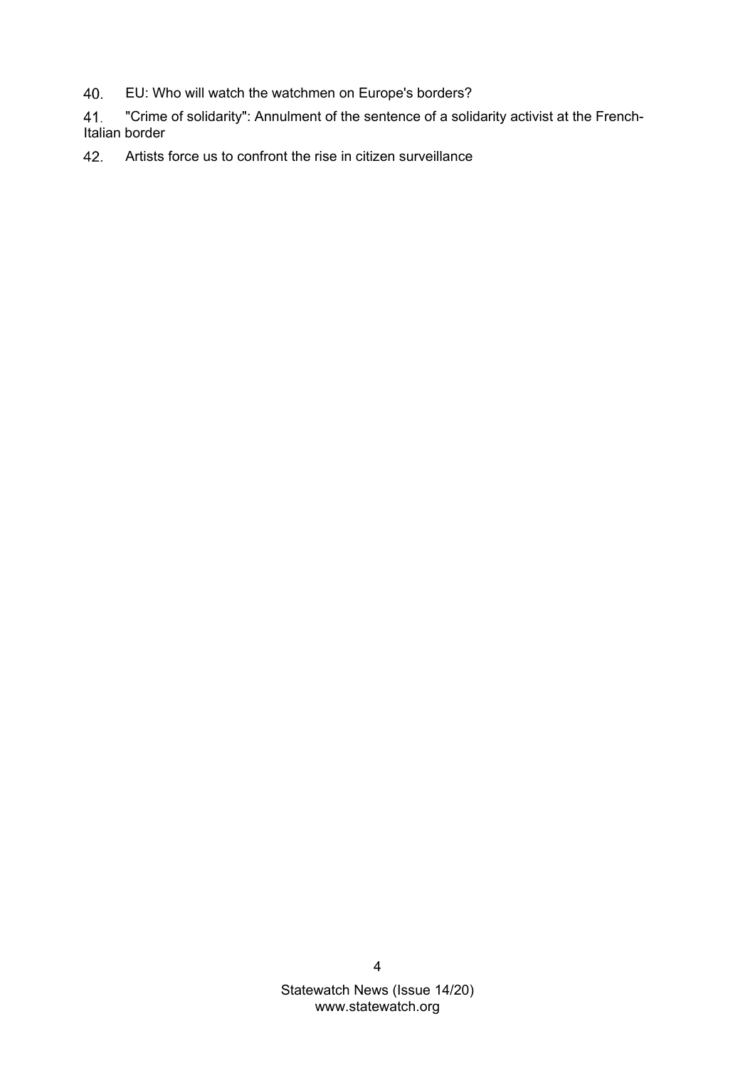40. EU: Who will watch the watchmen on Europe's borders?
41. "Crime of solidarity": Annulment of the sentence of a solidarity activist at the French-Italian border
42. Artists force us to confront the rise in citizen surveillance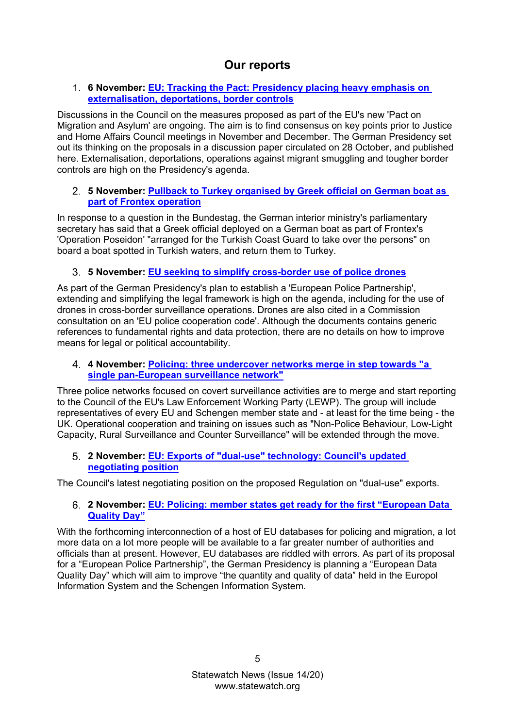## Our reports

1. **6 November: EU: Tracking the Pact: Presidency placing heavy emphasis on externalisation, deportations, border controls**

Discussions in the Council on the measures proposed as part of the EU's new 'Pact on Migration and Asylum' are ongoing. The aim is to find consensus on key points prior to Justice and Home Affairs Council meetings in November and December. The German Presidency set out its thinking on the proposals in a discussion paper circulated on 28 October, and published here. Externalisation, deportations, operations against migrant smuggling and tougher border controls are high on the Presidency's agenda.

2. **5 November: Pullback to Turkey organised by Greek official on German boat as part of Frontex operation**

In response to a question in the Bundestag, the German interior ministry's parliamentary secretary has said that a Greek official deployed on a German boat as part of Frontex's 'Operation Poseidon' "arranged for the Turkish Coast Guard to take over the persons" on board a boat spotted in Turkish waters, and return them to Turkey.

3. **5 November: EU seeking to simplify cross-border use of police drones**

As part of the German Presidency's plan to establish a 'European Police Partnership', extending and simplifying the legal framework is high on the agenda, including for the use of drones in cross-border surveillance operations. Drones are also cited in a Commission consultation on an 'EU police cooperation code'. Although the documents contains generic references to fundamental rights and data protection, there are no details on how to improve means for legal or political accountability.

4. **4 November: Policing: three undercover networks merge in step towards "a single pan-European surveillance network"**

Three police networks focused on covert surveillance activities are to merge and start reporting to the Council of the EU's Law Enforcement Working Party (LEWP). The group will include representatives of every EU and Schengen member state and - at least for the time being - the UK. Operational cooperation and training on issues such as "Non-Police Behaviour, Low-Light Capacity, Rural Surveillance and Counter Surveillance" will be extended through the move.

5. **2 November: EU: Exports of "dual-use" technology: Council's updated negotiating position**

The Council's latest negotiating position on the proposed Regulation on "dual-use" exports.

6. **2 November: EU: Policing: member states get ready for the first "European Data Quality Day"**

With the forthcoming interconnection of a host of EU databases for policing and migration, a lot more data on a lot more people will be available to a far greater number of authorities and officials than at present. However, EU databases are riddled with errors. As part of its proposal for a "European Police Partnership", the German Presidency is planning a "European Data Quality Day" which will aim to improve "the quantity and quality of data" held in the Europol Information System and the Schengen Information System.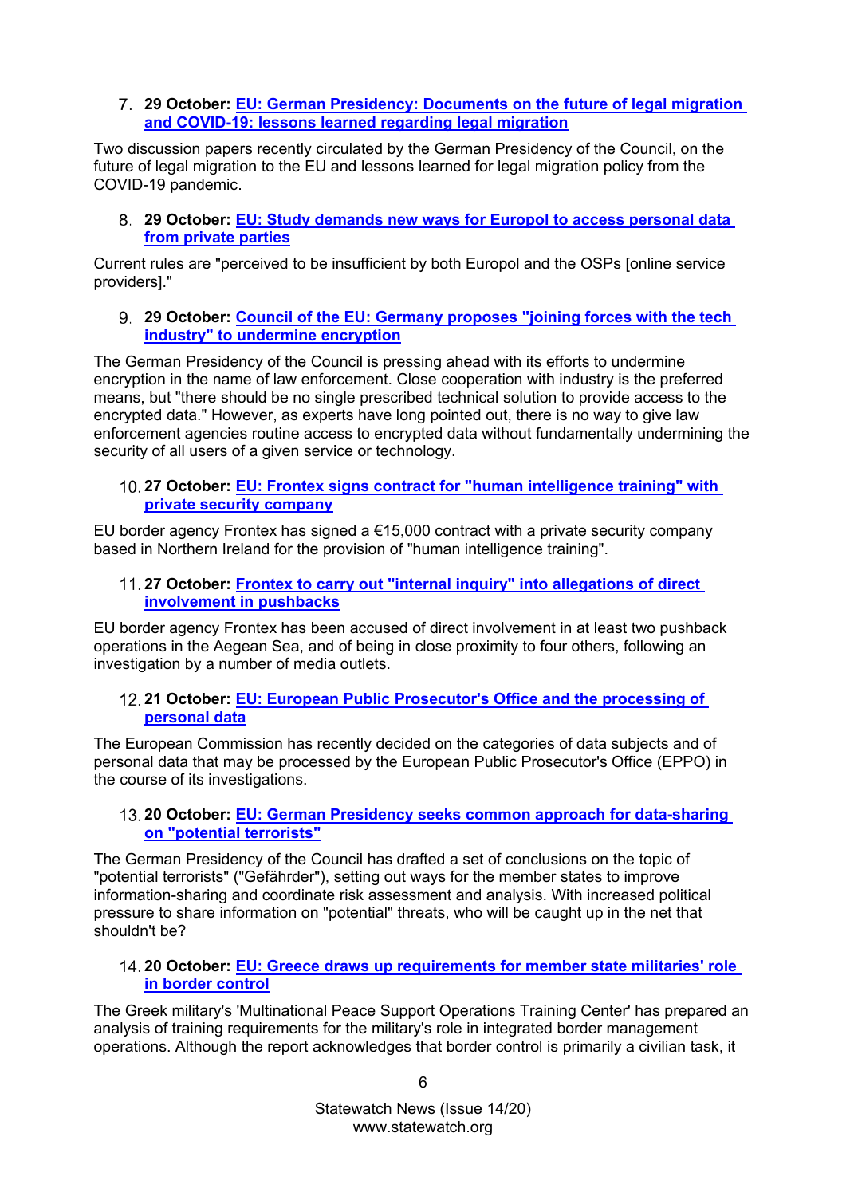7. **29 October: EU: German Presidency: Documents on the future of legal migration and COVID-19: lessons learned regarding legal migration**

Two discussion papers recently circulated by the German Presidency of the Council, on the future of legal migration to the EU and lessons learned for legal migration policy from the COVID-19 pandemic.

8. **29 October: EU: Study demands new ways for Europol to access personal data from private parties**

Current rules are "perceived to be insufficient by both Europol and the OSPs [online service providers]."

9. **29 October: Council of the EU: Germany proposes "joining forces with the tech industry" to undermine encryption**

The German Presidency of the Council is pressing ahead with its efforts to undermine encryption in the name of law enforcement. Close cooperation with industry is the preferred means, but "there should be no single prescribed technical solution to provide access to the encrypted data." However, as experts have long pointed out, there is no way to give law enforcement agencies routine access to encrypted data without fundamentally undermining the security of all users of a given service or technology.

10. **27 October: EU: Frontex signs contract for "human intelligence training" with private security company**

EU border agency Frontex has signed a €15,000 contract with a private security company based in Northern Ireland for the provision of "human intelligence training".

11. **27 October: Frontex to carry out "internal inquiry" into allegations of direct involvement in pushbacks**

EU border agency Frontex has been accused of direct involvement in at least two pushback operations in the Aegean Sea, and of being in close proximity to four others, following an investigation by a number of media outlets.

12. **21 October: EU: European Public Prosecutor's Office and the processing of personal data**

The European Commission has recently decided on the categories of data subjects and of personal data that may be processed by the European Public Prosecutor's Office (EPPO) in the course of its investigations.

13. **20 October: EU: German Presidency seeks common approach for data-sharing on "potential terrorists"**

The German Presidency of the Council has drafted a set of conclusions on the topic of "potential terrorists" ("Gefährder"), setting out ways for the member states to improve information-sharing and coordinate risk assessment and analysis. With increased political pressure to share information on "potential" threats, who will be caught up in the net that shouldn't be?

14. **20 October: EU: Greece draws up requirements for member state militaries' role in border control**

The Greek military's 'Multinational Peace Support Operations Training Center' has prepared an analysis of training requirements for the military's role in integrated border management operations. Although the report acknowledges that border control is primarily a civilian task, it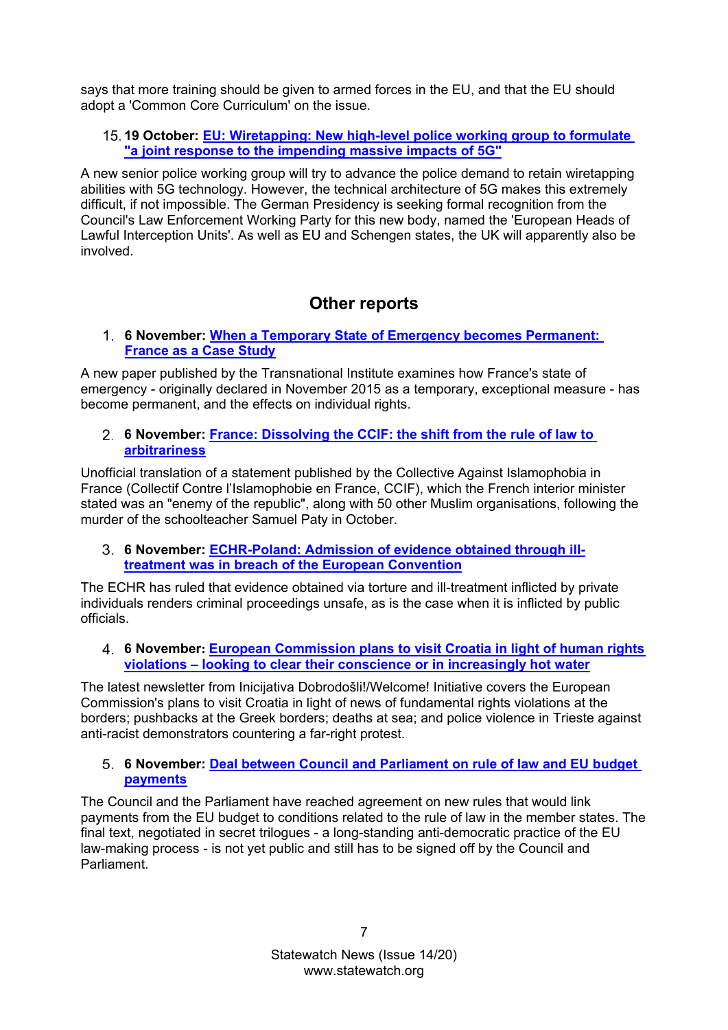says that more training should be given to armed forces in the EU, and that the EU should adopt a 'Common Core Curriculum' on the issue.

15. **19 October: EU: Wiretapping: New high-level police working group to formulate "a joint response to the impending massive impacts of 5G"**

A new senior police working group will try to advance the police demand to retain wiretapping abilities with 5G technology. However, the technical architecture of 5G makes this extremely difficult, if not impossible. The German Presidency is seeking formal recognition from the Council's Law Enforcement Working Party for this new body, named the 'European Heads of Lawful Interception Units'. As well as EU and Schengen states, the UK will apparently also be involved.

## Other reports

1. **6 November: When a Temporary State of Emergency becomes Permanent: France as a Case Study**

A new paper published by the Transnational Institute examines how France's state of emergency - originally declared in November 2015 as a temporary, exceptional measure - has become permanent, and the effects on individual rights.

2. **6 November: France: Dissolving the CCIF: the shift from the rule of law to arbitrariness**

Unofficial translation of a statement published by the Collective Against Islamophobia in France (Collectif Contre l'Islamophobie en France, CCIF), which the French interior minister stated was an "enemy of the republic", along with 50 other Muslim organisations, following the murder of the schoolteacher Samuel Paty in October.

3. **6 November: ECHR-Poland: Admission of evidence obtained through ill-treatment was in breach of the European Convention**

The ECHR has ruled that evidence obtained via torture and ill-treatment inflicted by private individuals renders criminal proceedings unsafe, as is the case when it is inflicted by public officials.

4. **6 November: European Commission plans to visit Croatia in light of human rights violations – looking to clear their conscience or in increasingly hot water**

The latest newsletter from Inicijativa Dobrodošli!/Welcome! Initiative covers the European Commission's plans to visit Croatia in light of news of fundamental rights violations at the borders; pushbacks at the Greek borders; deaths at sea; and police violence in Trieste against anti-racist demonstrators countering a far-right protest.

5. **6 November: Deal between Council and Parliament on rule of law and EU budget payments**

The Council and the Parliament have reached agreement on new rules that would link payments from the EU budget to conditions related to the rule of law in the member states. The final text, negotiated in secret trilogues - a long-standing anti-democratic practice of the EU law-making process - is not yet public and still has to be signed off by the Council and Parliament.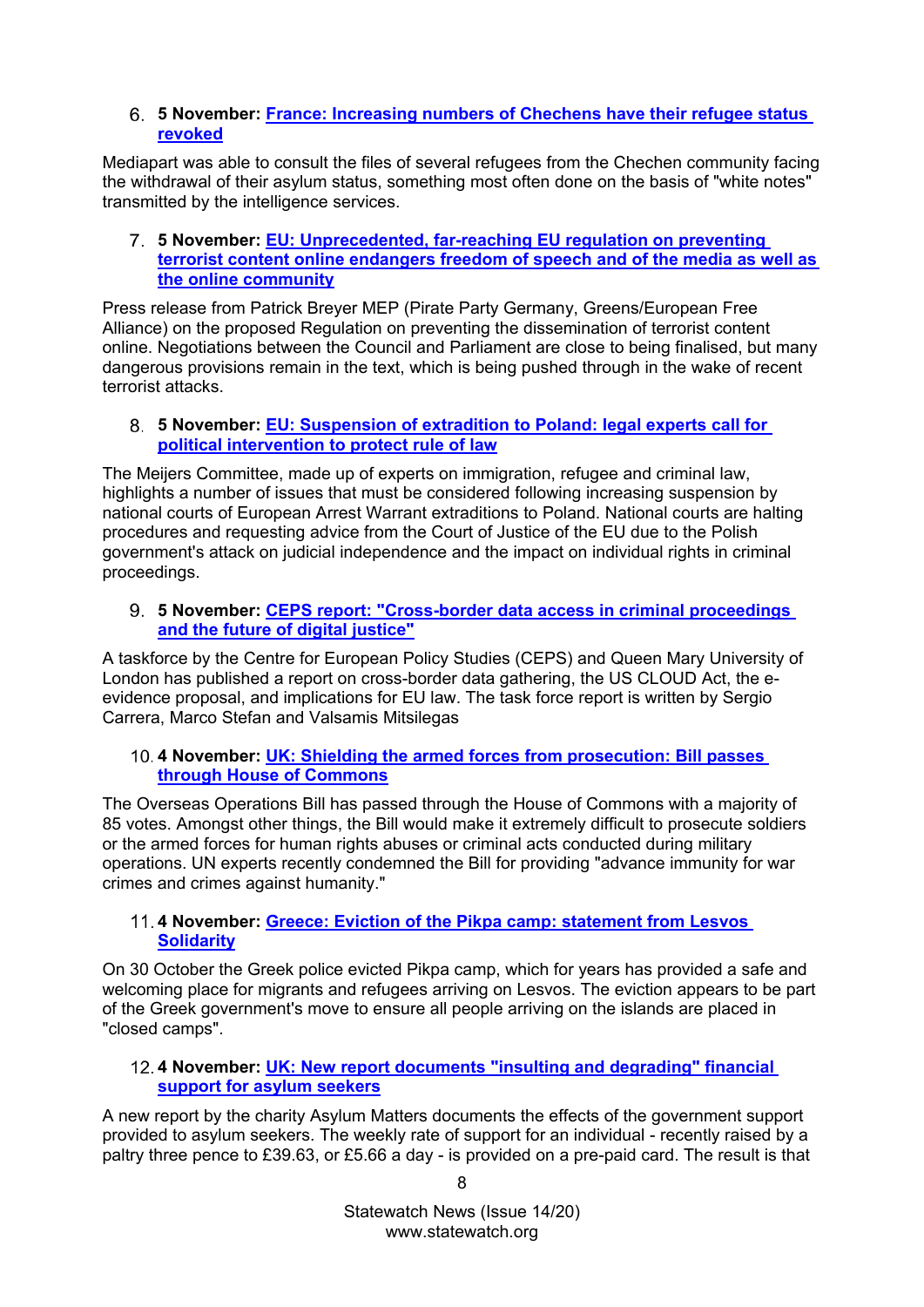6. **5 November:** **France: Increasing numbers of Chechens have their refugee status revoked**

Mediapart was able to consult the files of several refugees from the Chechen community facing the withdrawal of their asylum status, something most often done on the basis of "white notes" transmitted by the intelligence services.

7. **5 November:** **EU: Unprecedented, far-reaching EU regulation on preventing terrorist content online endangers freedom of speech and of the media as well as the online community**

Press release from Patrick Breyer MEP (Pirate Party Germany, Greens/European Free Alliance) on the proposed Regulation on preventing the dissemination of terrorist content online. Negotiations between the Council and Parliament are close to being finalised, but many dangerous provisions remain in the text, which is being pushed through in the wake of recent terrorist attacks.

8. **5 November:** **EU: Suspension of extradition to Poland: legal experts call for political intervention to protect rule of law**

The Meijers Committee, made up of experts on immigration, refugee and criminal law, highlights a number of issues that must be considered following increasing suspension by national courts of European Arrest Warrant extraditions to Poland. National courts are halting procedures and requesting advice from the Court of Justice of the EU due to the Polish government's attack on judicial independence and the impact on individual rights in criminal proceedings.

9. **5 November:** **CEPS report: "Cross-border data access in criminal proceedings and the future of digital justice"**

A taskforce by the Centre for European Policy Studies (CEPS) and Queen Mary University of London has published a report on cross-border data gathering, the US CLOUD Act, the e-evidence proposal, and implications for EU law. The task force report is written by Sergio Carrera, Marco Stefan and Valsamis Mitsilegas

10. **4 November:** **UK: Shielding the armed forces from prosecution: Bill passes through House of Commons**

The Overseas Operations Bill has passed through the House of Commons with a majority of 85 votes. Amongst other things, the Bill would make it extremely difficult to prosecute soldiers or the armed forces for human rights abuses or criminal acts conducted during military operations. UN experts recently condemned the Bill for providing "advance immunity for war crimes and crimes against humanity."

11. **4 November:** **Greece: Eviction of the Pikpa camp: statement from Lesvos Solidarity**

On 30 October the Greek police evicted Pikpa camp, which for years has provided a safe and welcoming place for migrants and refugees arriving on Lesvos. The eviction appears to be part of the Greek government's move to ensure all people arriving on the islands are placed in "closed camps".

12. **4 November:** **UK: New report documents "insulting and degrading" financial support for asylum seekers**

A new report by the charity Asylum Matters documents the effects of the government support provided to asylum seekers. The weekly rate of support for an individual - recently raised by a paltry three pence to £39.63, or £5.66 a day - is provided on a pre-paid card. The result is that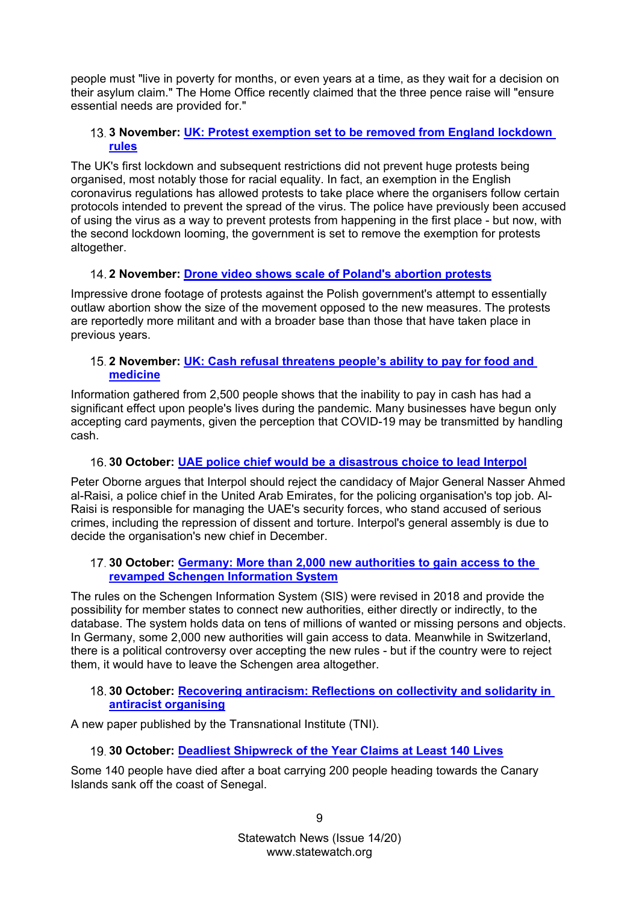people must "live in poverty for months, or even years at a time, as they wait for a decision on their asylum claim." The Home Office recently claimed that the three pence raise will "ensure essential needs are provided for."

13. **3 November: UK: Protest exemption set to be removed from England lockdown rules**

The UK's first lockdown and subsequent restrictions did not prevent huge protests being organised, most notably those for racial equality. In fact, an exemption in the English coronavirus regulations has allowed protests to take place where the organisers follow certain protocols intended to prevent the spread of the virus. The police have previously been accused of using the virus as a way to prevent protests from happening in the first place - but now, with the second lockdown looming, the government is set to remove the exemption for protests altogether.

14. **2 November: Drone video shows scale of Poland's abortion protests**

Impressive drone footage of protests against the Polish government's attempt to essentially outlaw abortion show the size of the movement opposed to the new measures. The protests are reportedly more militant and with a broader base than those that have taken place in previous years.

15. **2 November: UK: Cash refusal threatens people's ability to pay for food and medicine**

Information gathered from 2,500 people shows that the inability to pay in cash has had a significant effect upon people's lives during the pandemic. Many businesses have begun only accepting card payments, given the perception that COVID-19 may be transmitted by handling cash.

16. **30 October: UAE police chief would be a disastrous choice to lead Interpol**

Peter Oborne argues that Interpol should reject the candidacy of Major General Nasser Ahmed al-Raisi, a police chief in the United Arab Emirates, for the policing organisation's top job. Al-Raisi is responsible for managing the UAE's security forces, who stand accused of serious crimes, including the repression of dissent and torture. Interpol's general assembly is due to decide the organisation's new chief in December.

17. **30 October: Germany: More than 2,000 new authorities to gain access to the revamped Schengen Information System**

The rules on the Schengen Information System (SIS) were revised in 2018 and provide the possibility for member states to connect new authorities, either directly or indirectly, to the database. The system holds data on tens of millions of wanted or missing persons and objects. In Germany, some 2,000 new authorities will gain access to data. Meanwhile in Switzerland, there is a political controversy over accepting the new rules - but if the country were to reject them, it would have to leave the Schengen area altogether.

18. **30 October: Recovering antiracism: Reflections on collectivity and solidarity in antiracist organising**

A new paper published by the Transnational Institute (TNI).

19. **30 October: Deadliest Shipwreck of the Year Claims at Least 140 Lives**

Some 140 people have died after a boat carrying 200 people heading towards the Canary Islands sank off the coast of Senegal.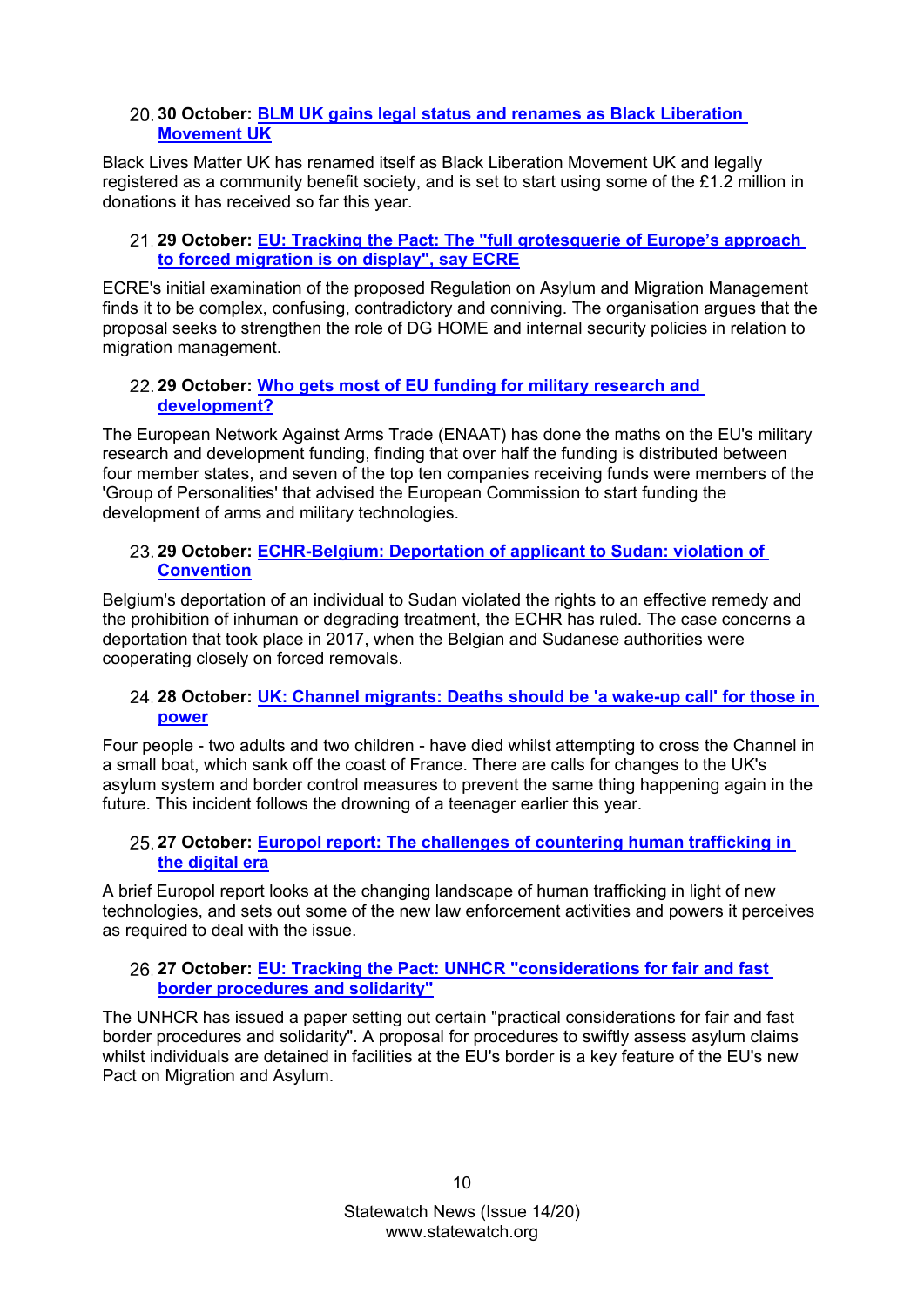20. **30 October: BLM UK gains legal status and renames as Black Liberation Movement UK**

Black Lives Matter UK has renamed itself as Black Liberation Movement UK and legally registered as a community benefit society, and is set to start using some of the £1.2 million in donations it has received so far this year.

21. **29 October: EU: Tracking the Pact: The "full grotesquerie of Europe's approach to forced migration is on display", say ECRE**

ECRE's initial examination of the proposed Regulation on Asylum and Migration Management finds it to be complex, confusing, contradictory and conniving. The organisation argues that the proposal seeks to strengthen the role of DG HOME and internal security policies in relation to migration management.

22. **29 October: Who gets most of EU funding for military research and development?**

The European Network Against Arms Trade (ENAAT) has done the maths on the EU's military research and development funding, finding that over half the funding is distributed between four member states, and seven of the top ten companies receiving funds were members of the 'Group of Personalities' that advised the European Commission to start funding the development of arms and military technologies.

23. **29 October: ECHR-Belgium: Deportation of applicant to Sudan: violation of Convention**

Belgium's deportation of an individual to Sudan violated the rights to an effective remedy and the prohibition of inhuman or degrading treatment, the ECHR has ruled. The case concerns a deportation that took place in 2017, when the Belgian and Sudanese authorities were cooperating closely on forced removals.

24. **28 October: UK: Channel migrants: Deaths should be 'a wake-up call' for those in power**

Four people - two adults and two children - have died whilst attempting to cross the Channel in a small boat, which sank off the coast of France. There are calls for changes to the UK's asylum system and border control measures to prevent the same thing happening again in the future. This incident follows the drowning of a teenager earlier this year.

25. **27 October: Europol report: The challenges of countering human trafficking in the digital era**

A brief Europol report looks at the changing landscape of human trafficking in light of new technologies, and sets out some of the new law enforcement activities and powers it perceives as required to deal with the issue.

26. **27 October: EU: Tracking the Pact: UNHCR "considerations for fair and fast border procedures and solidarity"**

The UNHCR has issued a paper setting out certain "practical considerations for fair and fast border procedures and solidarity". A proposal for procedures to swiftly assess asylum claims whilst individuals are detained in facilities at the EU's border is a key feature of the EU's new Pact on Migration and Asylum.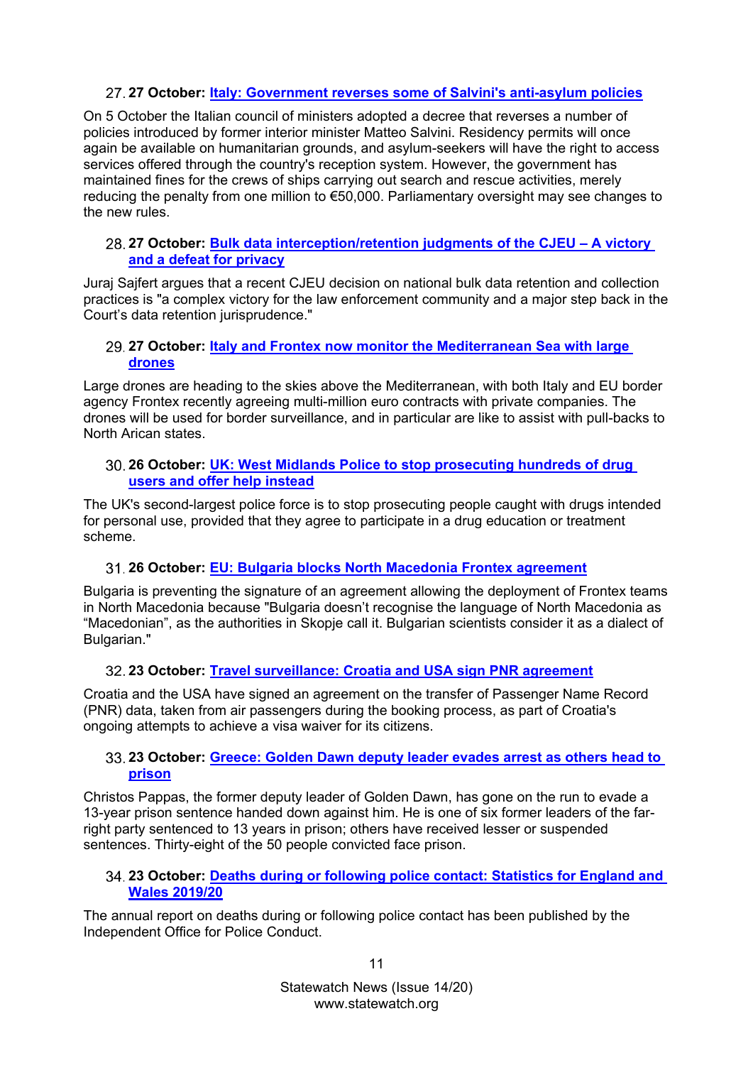27. **27 October: Italy: Government reverses some of Salvini's anti-asylum policies**

On 5 October the Italian council of ministers adopted a decree that reverses a number of policies introduced by former interior minister Matteo Salvini. Residency permits will once again be available on humanitarian grounds, and asylum-seekers will have the right to access services offered through the country's reception system. However, the government has maintained fines for the crews of ships carrying out search and rescue activities, merely reducing the penalty from one million to €50,000. Parliamentary oversight may see changes to the new rules.

28. **27 October: Bulk data interception/retention judgments of the CJEU – A victory and a defeat for privacy**

Juraj Sajfert argues that a recent CJEU decision on national bulk data retention and collection practices is "a complex victory for the law enforcement community and a major step back in the Court's data retention jurisprudence."

29. **27 October: Italy and Frontex now monitor the Mediterranean Sea with large drones**

Large drones are heading to the skies above the Mediterranean, with both Italy and EU border agency Frontex recently agreeing multi-million euro contracts with private companies. The drones will be used for border surveillance, and in particular are like to assist with pull-backs to North Arican states.

30. **26 October: UK: West Midlands Police to stop prosecuting hundreds of drug users and offer help instead**

The UK's second-largest police force is to stop prosecuting people caught with drugs intended for personal use, provided that they agree to participate in a drug education or treatment scheme.

31. **26 October: EU: Bulgaria blocks North Macedonia Frontex agreement**

Bulgaria is preventing the signature of an agreement allowing the deployment of Frontex teams in North Macedonia because "Bulgaria doesn't recognise the language of North Macedonia as "Macedonian", as the authorities in Skopje call it. Bulgarian scientists consider it as a dialect of Bulgarian."

32. **23 October: Travel surveillance: Croatia and USA sign PNR agreement**

Croatia and the USA have signed an agreement on the transfer of Passenger Name Record (PNR) data, taken from air passengers during the booking process, as part of Croatia's ongoing attempts to achieve a visa waiver for its citizens.

33. **23 October: Greece: Golden Dawn deputy leader evades arrest as others head to prison**

Christos Pappas, the former deputy leader of Golden Dawn, has gone on the run to evade a 13-year prison sentence handed down against him. He is one of six former leaders of the far-right party sentenced to 13 years in prison; others have received lesser or suspended sentences. Thirty-eight of the 50 people convicted face prison.

34. **23 October: Deaths during or following police contact: Statistics for England and Wales 2019/20**

The annual report on deaths during or following police contact has been published by the Independent Office for Police Conduct.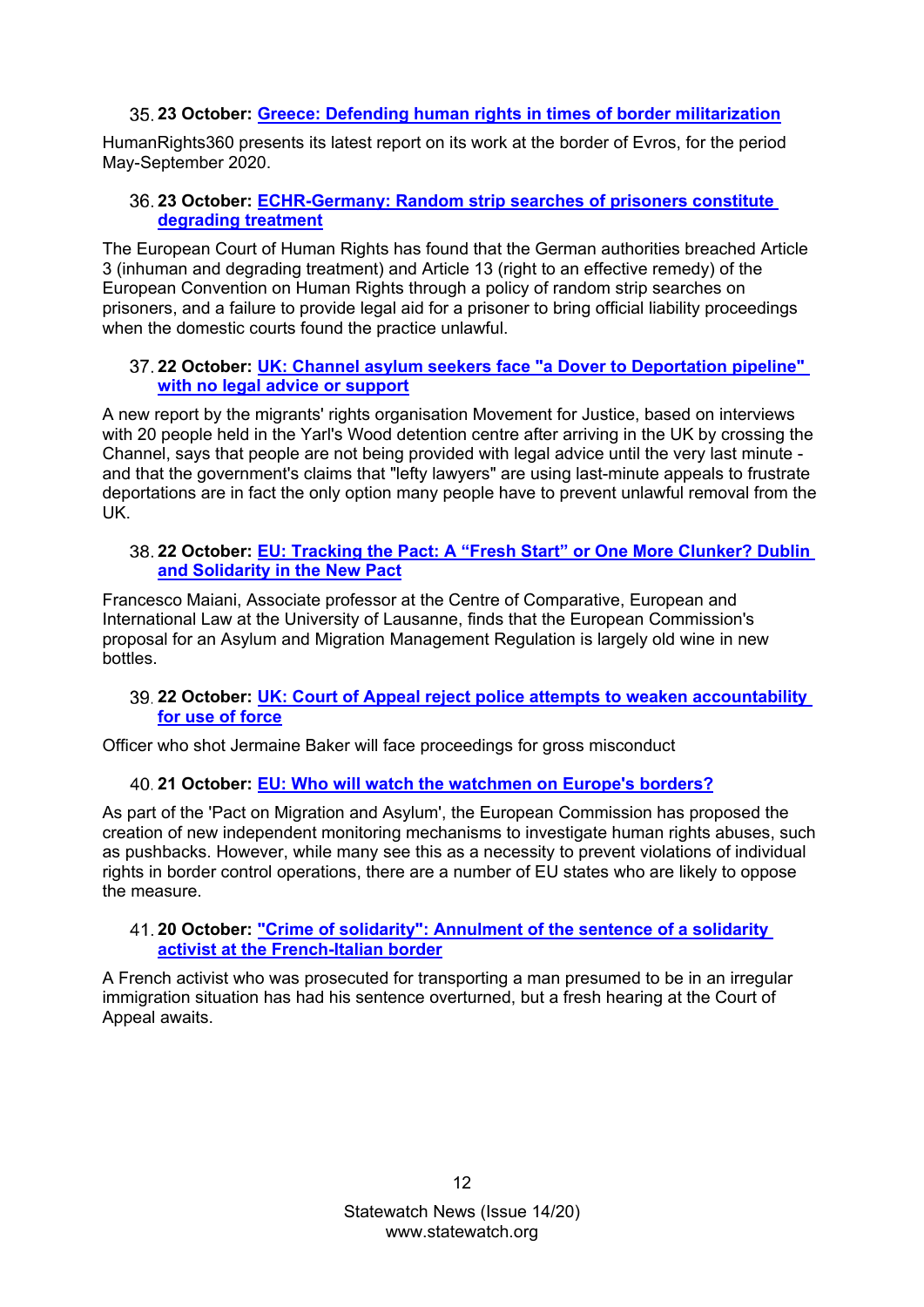35. **23 October:** **Greece: Defending human rights in times of border militarization**

HumanRights360 presents its latest report on its work at the border of Evros, for the period May-September 2020.

36. **23 October:** **ECHR-Germany: Random strip searches of prisoners constitute degrading treatment**

The European Court of Human Rights has found that the German authorities breached Article 3 (inhuman and degrading treatment) and Article 13 (right to an effective remedy) of the European Convention on Human Rights through a policy of random strip searches on prisoners, and a failure to provide legal aid for a prisoner to bring official liability proceedings when the domestic courts found the practice unlawful.

37. **22 October:** **UK: Channel asylum seekers face "a Dover to Deportation pipeline" with no legal advice or support**

A new report by the migrants' rights organisation Movement for Justice, based on interviews with 20 people held in the Yarl's Wood detention centre after arriving in the UK by crossing the Channel, says that people are not being provided with legal advice until the very last minute - and that the government's claims that "lefty lawyers" are using last-minute appeals to frustrate deportations are in fact the only option many people have to prevent unlawful removal from the UK.

38. **22 October:** **EU: Tracking the Pact: A "Fresh Start" or One More Clunker? Dublin and Solidarity in the New Pact**

Francesco Maiani, Associate professor at the Centre of Comparative, European and International Law at the University of Lausanne, finds that the European Commission's proposal for an Asylum and Migration Management Regulation is largely old wine in new bottles.

39. **22 October:** **UK: Court of Appeal reject police attempts to weaken accountability for use of force**

Officer who shot Jermaine Baker will face proceedings for gross misconduct

40. **21 October:** **EU: Who will watch the watchmen on Europe's borders?**

As part of the 'Pact on Migration and Asylum', the European Commission has proposed the creation of new independent monitoring mechanisms to investigate human rights abuses, such as pushbacks. However, while many see this as a necessity to prevent violations of individual rights in border control operations, there are a number of EU states who are likely to oppose the measure.

41. **20 October:** **"Crime of solidarity": Annulment of the sentence of a solidarity activist at the French-Italian border**

A French activist who was prosecuted for transporting a man presumed to be in an irregular immigration situation has had his sentence overturned, but a fresh hearing at the Court of Appeal awaits.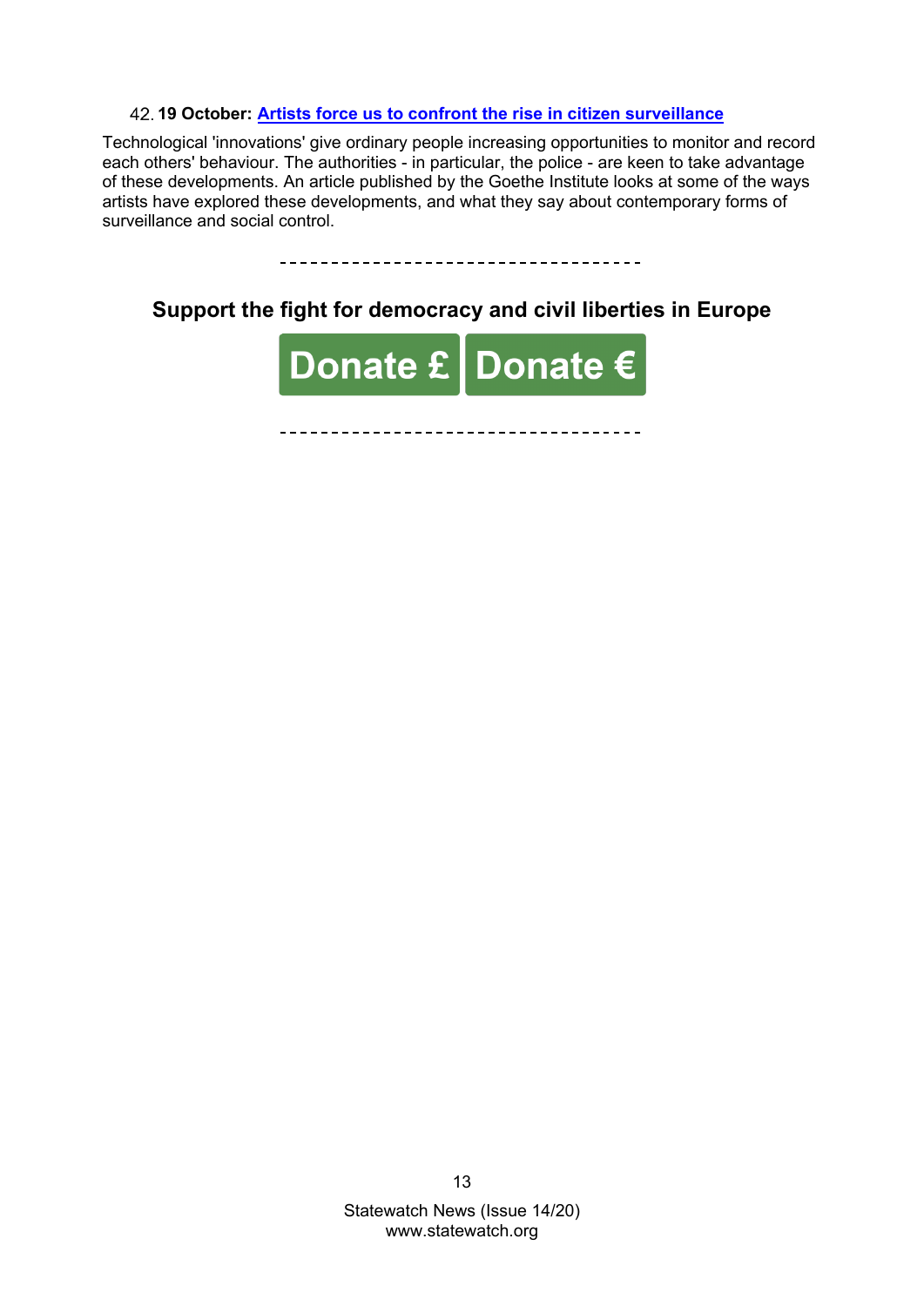42. **19 October: Artists force us to confront the rise in citizen surveillance**

Technological 'innovations' give ordinary people increasing opportunities to monitor and record each others' behaviour. The authorities - in particular, the police - are keen to take advantage of these developments. An article published by the Goethe Institute looks at some of the ways artists have explored these developments, and what they say about contemporary forms of surveillance and social control.

-----------------------------------

**Support the fight for democracy and civil liberties in Europe**

Donate £ Donate €

-----------------------------------